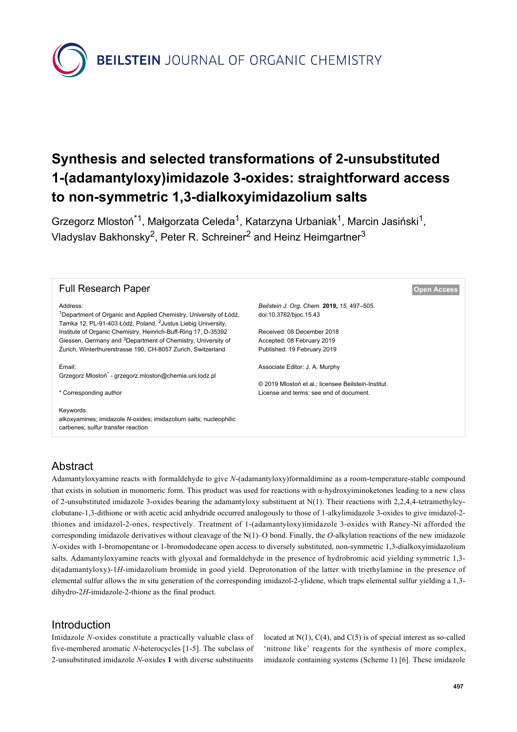# Synthesis and selected transformations of 2-unsubstituted 1-(adamantyloxy)imidazole 3-oxides: straightforward access to non-symmetric 1,3-dialkoxyimidazolium salts

Grzegorz Mlostoń*[1], Małgorzata Celeda[1], Katarzyna Urbaniak[1], Marcin Jasiński[1], Vladyslav Bakhonsky[2], Peter R. Schreiner[2] and Heinz Heimgartner[3]

Full Research Paper

Open Access

Address:
[1]Department of Organic and Applied Chemistry, University of Łódź, Tamka 12, PL-91-403 Łódź, Poland, [2]Justus Liebig University, Institute of Organic Chemistry, Heinrich-Buff-Ring 17, D-35392 Giessen, Germany and [3]Department of Chemistry, University of Zurich, Winterthurerstrasse 190, CH-8057 Zurich, Switzerland

Email:
Grzegorz Mlostoń* - grzegorz.mloston@chemia.uni.lodz.pl

\* Corresponding author

Keywords:
alkoxyamines; imidazole *N*-oxides; imidazolium salts; nucleophilic carbenes; sulfur transfer reaction

*Beilstein J. Org. Chem.* **2019,** *15,* 497–505.
doi:10.3762/bjoc.15.43

Received: 08 December 2018
Accepted: 08 February 2019
Published: 19 February 2019

Associate Editor: J. A. Murphy

© 2019 Mlostoń et al.; licensee Beilstein-Institut.
License and terms: see end of document.

## Abstract

Adamantyloxyamine reacts with formaldehyde to give *N*-(adamantyloxy)formaldimine as a room-temperature-stable compound that exists in solution in monomeric form. This product was used for reactions with α-hydroxyiminoketones leading to a new class of 2-unsubstituted imidazole 3-oxides bearing the adamantyloxy substituent at N(1). Their reactions with 2,2,4,4-tetramethylcyclobutane-1,3-dithione or with acetic acid anhydride occurred analogously to those of 1-alkylimidazole 3-oxides to give imidazol-2-thiones and imidazol-2-ones, respectively. Treatment of 1-(adamantyloxy)imidazole 3-oxides with Raney-Ni afforded the corresponding imidazole derivatives without cleavage of the N(1)–O bond. Finally, the *O*-alkylation reactions of the new imidazole *N*-oxides with 1-bromopentane or 1-bromododecane open access to diversely substituted, non-symmetric 1,3-dialkoxyimidazolium salts. Adamantyloxyamine reacts with glyoxal and formaldehyde in the presence of hydrobromic acid yielding symmetric 1,3-di(adamantyloxy)-1*H*-imidazolium bromide in good yield. Deprotonation of the latter with triethylamine in the presence of elemental sulfur allows the in situ generation of the corresponding imidazol-2-ylidene, which traps elemental sulfur yielding a 1,3-dihydro-2*H*-imidazole-2-thione as the final product.

## Introduction

Imidazole *N*-oxides constitute a practically valuable class of five-membered aromatic *N*-heterocycles [1-5]. The subclass of 2-unsubstituted imidazole *N*-oxides **1** with diverse substituents located at N(1), C(4), and C(5) is of special interest as so-called 'nitrone like' reagents for the synthesis of more complex, imidazole containing systems (Scheme 1) [6]. These imidazole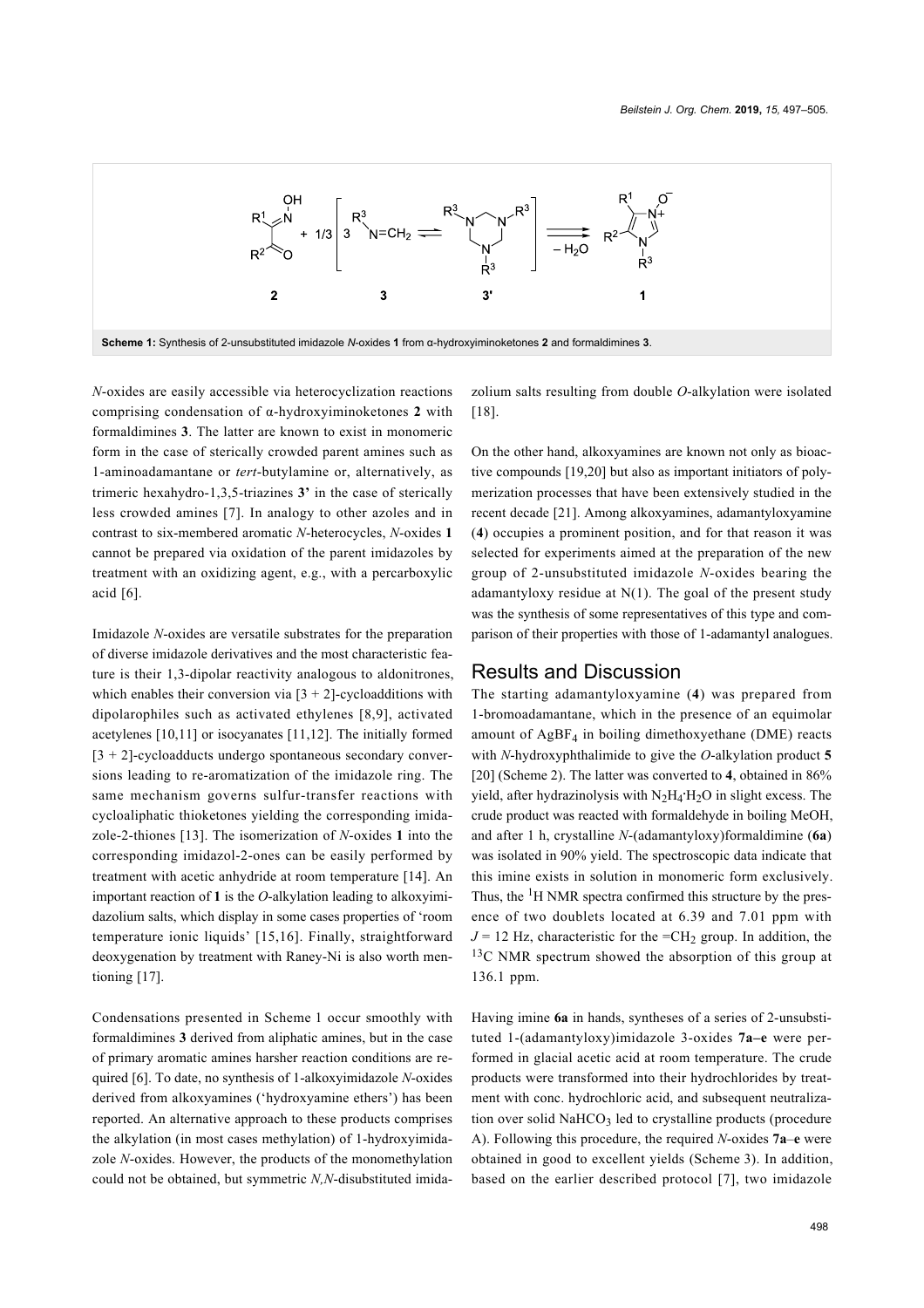Scheme 1: Synthesis of 2-unsubstituted imidazole *N*-oxides **1** from α-hydroxyiminoketones **2** and formaldimines **3**.

*N*-oxides are easily accessible via heterocyclization reactions comprising condensation of α-hydroxyiminoketones **2** with formaldimines **3**. The latter are known to exist in monomeric form in the case of sterically crowded parent amines such as 1-aminoadamantane or *tert*-butylamine or, alternatively, as trimeric hexahydro-1,3,5-triazines **3'** in the case of sterically less crowded amines [7]. In analogy to other azoles and in contrast to six-membered aromatic *N*-heterocycles, *N*-oxides **1** cannot be prepared via oxidation of the parent imidazoles by treatment with an oxidizing agent, e.g., with a percarboxylic acid [6].

Imidazole *N*-oxides are versatile substrates for the preparation of diverse imidazole derivatives and the most characteristic feature is their 1,3-dipolar reactivity analogous to aldonitrones, which enables their conversion via [3 + 2]-cycloadditions with dipolarophiles such as activated ethylenes [8,9], activated acetylenes [10,11] or isocyanates [11,12]. The initially formed [3 + 2]-cycloadducts undergo spontaneous secondary conversions leading to re-aromatization of the imidazole ring. The same mechanism governs sulfur-transfer reactions with cycloaliphatic thioketones yielding the corresponding imidazole-2-thiones [13]. The isomerization of *N*-oxides **1** into the corresponding imidazol-2-ones can be easily performed by treatment with acetic anhydride at room temperature [14]. An important reaction of **1** is the *O*-alkylation leading to alkoxyimidazolium salts, which display in some cases properties of 'room temperature ionic liquids' [15,16]. Finally, straightforward deoxygenation by treatment with Raney-Ni is also worth mentioning [17].

Condensations presented in Scheme 1 occur smoothly with formaldimines **3** derived from aliphatic amines, but in the case of primary aromatic amines harsher reaction conditions are required [6]. To date, no synthesis of 1-alkoxyimidazole *N*-oxides derived from alkoxyamines ('hydroxyamine ethers') has been reported. An alternative approach to these products comprises the alkylation (in most cases methylation) of 1-hydroxyimidazole *N*-oxides. However, the products of the monomethylation could not be obtained, but symmetric *N*,*N*-disubstituted imidazolium salts resulting from double *O*-alkylation were isolated [18].

On the other hand, alkoxyamines are known not only as bioactive compounds [19,20] but also as important initiators of polymerization processes that have been extensively studied in the recent decade [21]. Among alkoxyamines, adamantyloxyamine (**4**) occupies a prominent position, and for that reason it was selected for experiments aimed at the preparation of the new group of 2-unsubstituted imidazole *N*-oxides bearing the adamantyloxy residue at N(1). The goal of the present study was the synthesis of some representatives of this type and comparison of their properties with those of 1-adamantyl analogues.

## Results and Discussion

The starting adamantyloxyamine (**4**) was prepared from 1-bromoadamantane, which in the presence of an equimolar amount of $AgBF_4$ in boiling dimethoxyethane (DME) reacts with *N*-hydroxyphthalimide to give the *O*-alkylation product **5** [20] (Scheme 2). The latter was converted to **4**, obtained in 86% yield, after hydrazinolysis with $N_2H_4 \cdot H_2O$ in slight excess. The crude product was reacted with formaldehyde in boiling MeOH, and after 1 h, crystalline *N*-(adamantyloxy)formaldimine (**6a**) was isolated in 90% yield. The spectroscopic data indicate that this imine exists in solution in monomeric form exclusively. Thus, the $^1$H NMR spectra confirmed this structure by the presence of two doublets located at 6.39 and 7.01 ppm with $J = 12$ Hz, characteristic for the $=CH_2$ group. In addition, the $^{13}$C NMR spectrum showed the absorption of this group at 136.1 ppm.

Having imine **6a** in hands, syntheses of a series of 2-unsubstituted 1-(adamantyloxy)imidazole 3-oxides **7a–e** were performed in glacial acetic acid at room temperature. The crude products were transformed into their hydrochlorides by treatment with conc. hydrochloric acid, and subsequent neutralization over solid $NaHCO_3$ led to crystalline products (procedure A). Following this procedure, the required *N*-oxides **7a**–**e** were obtained in good to excellent yields (Scheme 3). In addition, based on the earlier described protocol [7], two imidazole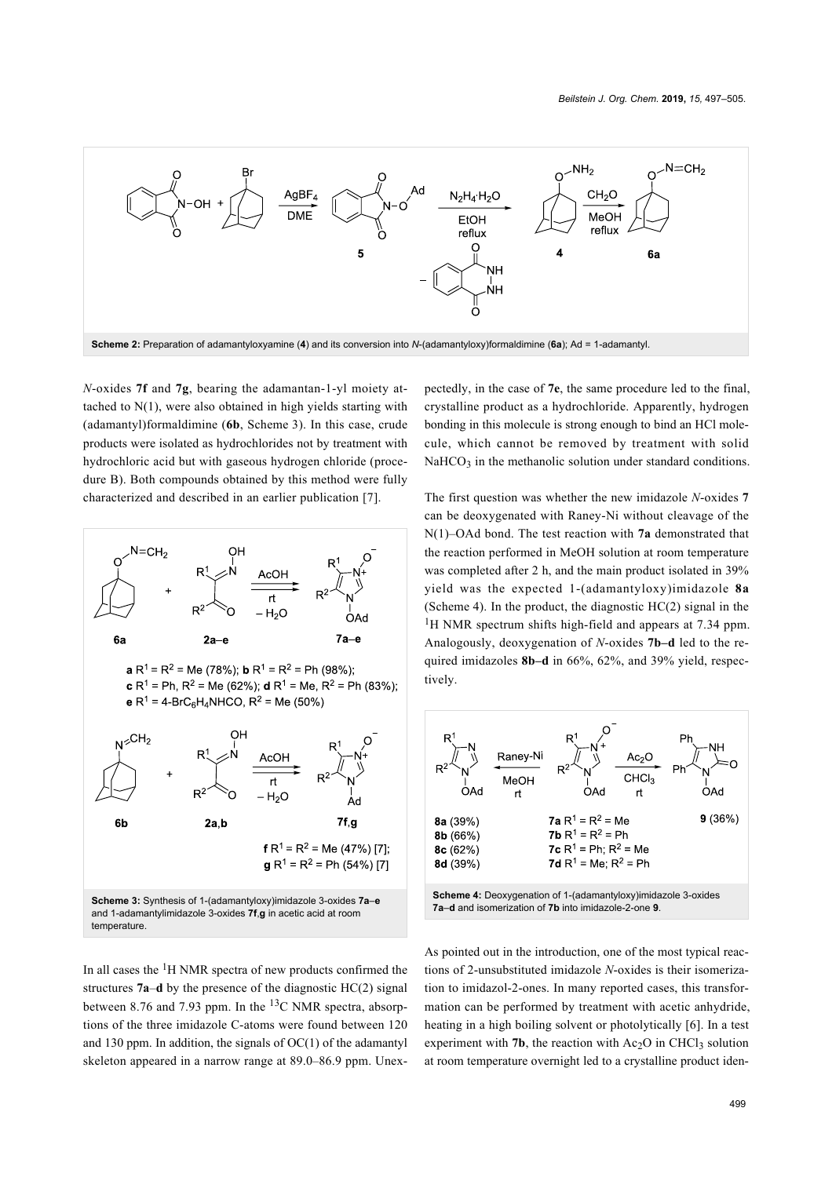**Scheme 2:** Preparation of adamantyloxyamine (**4**) and its conversion into *N*-(adamantyloxy)formaldimine (**6a**); Ad = 1-adamantyl.

*N*-oxides **7f** and **7g**, bearing the adamantan-1-yl moiety attached to N(1), were also obtained in high yields starting with (adamantyl)formaldimine (**6b**, Scheme 3). In this case, crude products were isolated as hydrochlorides not by treatment with hydrochloric acid but with gaseous hydrogen chloride (procedure B). Both compounds obtained by this method were fully characterized and described in an earlier publication [7].

**a** $R^1 = R^2$ = Me (78%); **b** $R^1 = R^2$ = Ph (98%); **c** $R^1$ = Ph, $R^2$ = Me (62%); **d** $R^1$ = Me, $R^2$ = Ph (83%); **e** $R^1$ = 4-$BrC_6H_4NHCO$, $R^2$ = Me (50%)

**f** $R^1 = R^2$ = Me (47%) [7]; **g** $R^1 = R^2$ = Ph (54%) [7]

**Scheme 3:** Synthesis of 1-(adamantyloxy)imidazole 3-oxides **7a**–**e** and 1-adamantylimidazole 3-oxides **7f**,**g** in acetic acid at room temperature.

In all cases the $^1$H NMR spectra of new products confirmed the structures **7a**–**d** by the presence of the diagnostic HC(2) signal between 8.76 and 7.93 ppm. In the $^{13}$C NMR spectra, absorptions of the three imidazole C-atoms were found between 120 and 130 ppm. In addition, the signals of OC(1) of the adamantyl skeleton appeared in a narrow range at 89.0–86.9 ppm. Unexpectedly, in the case of **7e**, the same procedure led to the final, crystalline product as a hydrochloride. Apparently, hydrogen bonding in this molecule is strong enough to bind an HCl molecule, which cannot be removed by treatment with solid $NaHCO_3$ in the methanolic solution under standard conditions.

The first question was whether the new imidazole *N*-oxides **7** can be deoxygenated with Raney-Ni without cleavage of the N(1)–OAd bond. The test reaction with **7a** demonstrated that the reaction performed in MeOH solution at room temperature was completed after 2 h, and the main product isolated in 39% yield was the expected 1-(adamantyloxy)imidazole **8a** (Scheme 4). In the product, the diagnostic HC(2) signal in the $^1$H NMR spectrum shifts high-field and appears at 7.34 ppm. Analogously, deoxygenation of *N*-oxides **7b–d** led to the required imidazoles **8b–d** in 66%, 62%, and 39% yield, respectively.

**8a** (39%), **8b** (66%), **8c** (62%), **8d** (39%); **7a** $R^1 = R^2$ = Me; **7b** $R^1 = R^2$ = Ph; **7c** $R^1$ = Ph; $R^2$ = Me; **7d** $R^1$ = Me; $R^2$ = Ph; **9** (36%)

**Scheme 4:** Deoxygenation of 1-(adamantyloxy)imidazole 3-oxides **7a**–**d** and isomerization of **7b** into imidazole-2-one **9**.

As pointed out in the introduction, one of the most typical reactions of 2-unsubstituted imidazole *N*-oxides is their isomerization to imidazol-2-ones. In many reported cases, this transformation can be performed by treatment with acetic anhydride, heating in a high boiling solvent or photolytically [6]. In a test experiment with **7b**, the reaction with $Ac_2O$ in $CHCl_3$ solution at room temperature overnight led to a crystalline product iden-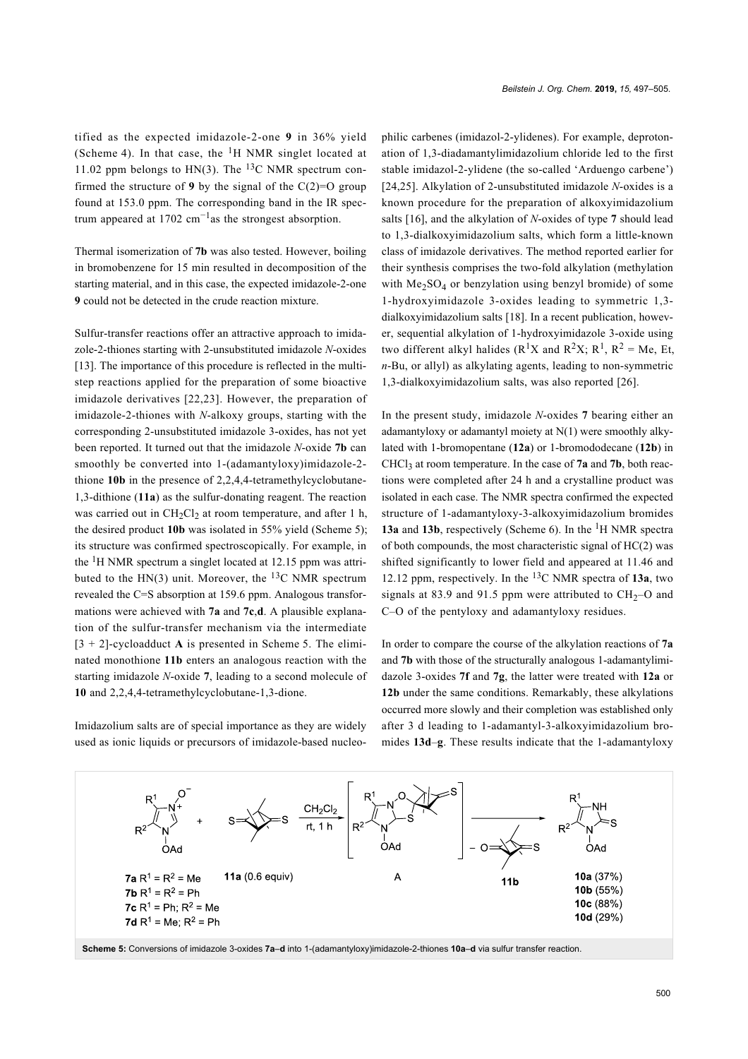tified as the expected imidazole-2-one **9** in 36% yield (Scheme 4). In that case, the $^{1}$H NMR singlet located at 11.02 ppm belongs to HN(3). The $^{13}$C NMR spectrum confirmed the structure of **9** by the signal of the C(2)=O group found at 153.0 ppm. The corresponding band in the IR spectrum appeared at 1702 cm$^{-1}$as the strongest absorption.

Thermal isomerization of **7b** was also tested. However, boiling in bromobenzene for 15 min resulted in decomposition of the starting material, and in this case, the expected imidazole-2-one **9** could not be detected in the crude reaction mixture.

Sulfur-transfer reactions offer an attractive approach to imidazole-2-thiones starting with 2-unsubstituted imidazole *N*-oxides [13]. The importance of this procedure is reflected in the multistep reactions applied for the preparation of some bioactive imidazole derivatives [22,23]. However, the preparation of imidazole-2-thiones with *N*-alkoxy groups, starting with the corresponding 2-unsubstituted imidazole 3-oxides, has not yet been reported. It turned out that the imidazole *N*-oxide **7b** can smoothly be converted into 1-(adamantyloxy)imidazole-2-thione **10b** in the presence of 2,2,4,4-tetramethylcyclobutane-1,3-dithione (**11a**) as the sulfur-donating reagent. The reaction was carried out in $CH_2Cl_2$ at room temperature, and after 1 h, the desired product **10b** was isolated in 55% yield (Scheme 5); its structure was confirmed spectroscopically. For example, in the $^{1}$H NMR spectrum a singlet located at 12.15 ppm was attributed to the HN(3) unit. Moreover, the $^{13}$C NMR spectrum revealed the C=S absorption at 159.6 ppm. Analogous transformations were achieved with **7a** and **7c**,**d**. A plausible explanation of the sulfur-transfer mechanism via the intermediate [3 + 2]-cycloadduct **A** is presented in Scheme 5. The eliminated monothione **11b** enters an analogous reaction with the starting imidazole *N*-oxide **7**, leading to a second molecule of **10** and 2,2,4,4-tetramethylcyclobutane-1,3-dione.

Imidazolium salts are of special importance as they are widely used as ionic liquids or precursors of imidazole-based nucleophilic carbenes (imidazol-2-ylidenes). For example, deprotonation of 1,3-diadamantylimidazolium chloride led to the first stable imidazol-2-ylidene (the so-called 'Arduengo carbene') [24,25]. Alkylation of 2-unsubstituted imidazole *N*-oxides is a known procedure for the preparation of alkoxyimidazolium salts [16], and the alkylation of *N*-oxides of type **7** should lead to 1,3-dialkoxyimidazolium salts, which form a little-known class of imidazole derivatives. The method reported earlier for their synthesis comprises the two-fold alkylation (methylation with $Me_2SO_4$ or benzylation using benzyl bromide) of some 1-hydroxyimidazole 3-oxides leading to symmetric 1,3-dialkoxyimidazolium salts [18]. In a recent publication, however, sequential alkylation of 1-hydroxyimidazole 3-oxide using two different alkyl halides ($R^1X$ and $R^2X$; $R^1$, $R^2$ = Me, Et, *n*-Bu, or allyl) as alkylating agents, leading to non-symmetric 1,3-dialkoxyimidazolium salts, was also reported [26].

In the present study, imidazole *N*-oxides **7** bearing either an adamantyloxy or adamantyl moiety at N(1) were smoothly alkylated with 1-bromopentane (**12a**) or 1-bromododecane (**12b**) in $CHCl_3$ at room temperature. In the case of **7a** and **7b**, both reactions were completed after 24 h and a crystalline product was isolated in each case. The NMR spectra confirmed the expected structure of 1-adamantyloxy-3-alkoxyimidazolium bromides **13a** and **13b**, respectively (Scheme 6). In the $^{1}$H NMR spectra of both compounds, the most characteristic signal of HC(2) was shifted significantly to lower field and appeared at 11.46 and 12.12 ppm, respectively. In the $^{13}$C NMR spectra of **13a**, two signals at 83.9 and 91.5 ppm were attributed to $CH_2$–O and C–O of the pentyloxy and adamantyloxy residues.

In order to compare the course of the alkylation reactions of **7a** and **7b** with those of the structurally analogous 1-adamantylimidazole 3-oxides **7f** and **7g**, the latter were treated with **12a** or **12b** under the same conditions. Remarkably, these alkylations occurred more slowly and their completion was established only after 3 d leading to 1-adamantyl-3-alkoxyimidazolium bromides **13d**–**g**. These results indicate that the 1-adamantyloxy

**7a** $R^1 = R^2$ = Me; **7b** $R^1 = R^2$ = Ph; **7c** $R^1$ = Ph; $R^2$ = Me; **7d** $R^1$ = Me; $R^2$ = Ph; **11a** (0.6 equiv); $CH_2Cl_2$, rt, 1 h; A; – **11b**; **10a** (37%), **10b** (55%), **10c** (88%), **10d** (29%)

**Scheme 5:** Conversions of imidazole 3-oxides **7a**–**d** into 1-(adamantyloxy)imidazole-2-thiones **10a**–**d** via sulfur transfer reaction.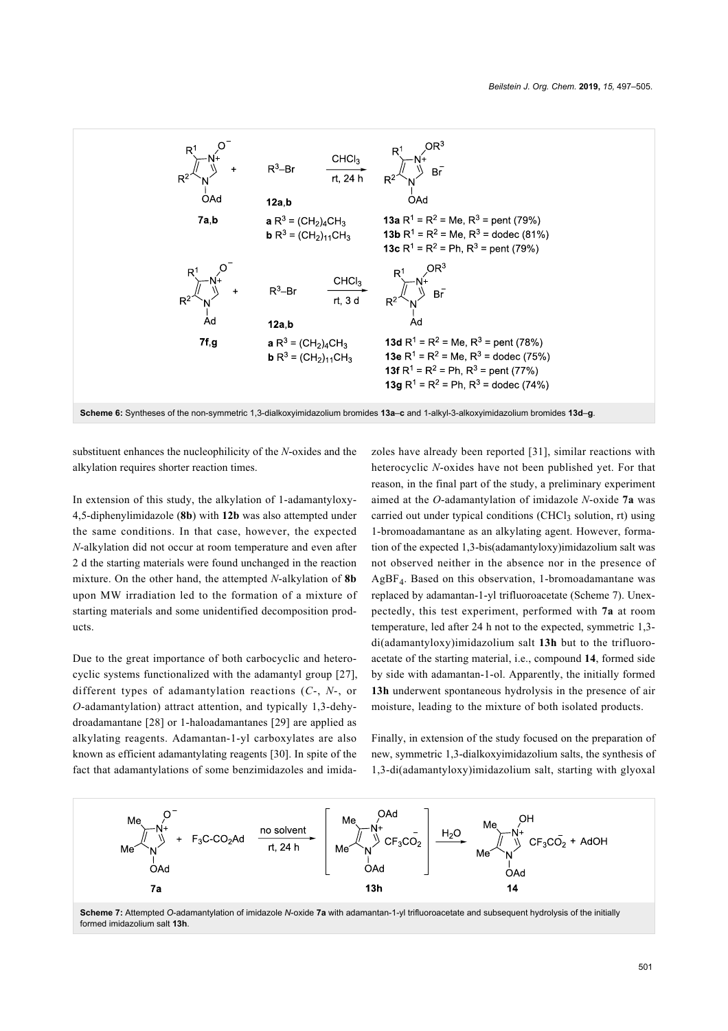**Scheme 6:** Syntheses of the non-symmetric 1,3-dialkoxyimidazolium bromides **13a–c** and 1-alkyl-3-alkoxyimidazolium bromides **13d–g**.

substituent enhances the nucleophilicity of the *N*-oxides and the alkylation requires shorter reaction times.

In extension of this study, the alkylation of 1-adamantyloxy-4,5-diphenylimidazole (**8b**) with **12b** was also attempted under the same conditions. In that case, however, the expected *N*-alkylation did not occur at room temperature and even after 2 d the starting materials were found unchanged in the reaction mixture. On the other hand, the attempted *N*-alkylation of **8b** upon MW irradiation led to the formation of a mixture of starting materials and some unidentified decomposition products.

Due to the great importance of both carbocyclic and heterocyclic systems functionalized with the adamantyl group [27], different types of adamantylation reactions (*C*-, *N*-, or *O*-adamantylation) attract attention, and typically 1,3-dehydroadamantane [28] or 1-haloadamantanes [29] are applied as alkylating reagents. Adamantan-1-yl carboxylates are also known as efficient adamantylating reagents [30]. In spite of the fact that adamantylations of some benzimidazoles and imidazoles have already been reported [31], similar reactions with heterocyclic *N*-oxides have not been published yet. For that reason, in the final part of the study, a preliminary experiment aimed at the *O*-adamantylation of imidazole *N*-oxide **7a** was carried out under typical conditions ($CHCl_3$ solution, rt) using 1-bromoadamantane as an alkylating agent. However, formation of the expected 1,3-bis(adamantyloxy)imidazolium salt was not observed neither in the absence nor in the presence of $AgBF_4$. Based on this observation, 1-bromoadamantane was replaced by adamantan-1-yl trifluoroacetate (Scheme 7). Unexpectedly, this test experiment, performed with **7a** at room temperature, led after 24 h not to the expected, symmetric 1,3-di(adamantyloxy)imidazolium salt **13h** but to the trifluoroacetate of the starting material, i.e., compound **14**, formed side by side with adamantan-1-ol. Apparently, the initially formed **13h** underwent spontaneous hydrolysis in the presence of air moisture, leading to the mixture of both isolated products.

Finally, in extension of the study focused on the preparation of new, symmetric 1,3-dialkoxyimidazolium salts, the synthesis of 1,3-di(adamantyloxy)imidazolium salt, starting with glyoxal

**Scheme 7:** Attempted *O*-adamantylation of imidazole *N*-oxide **7a** with adamantan-1-yl trifluoroacetate and subsequent hydrolysis of the initially formed imidazolium salt **13h**.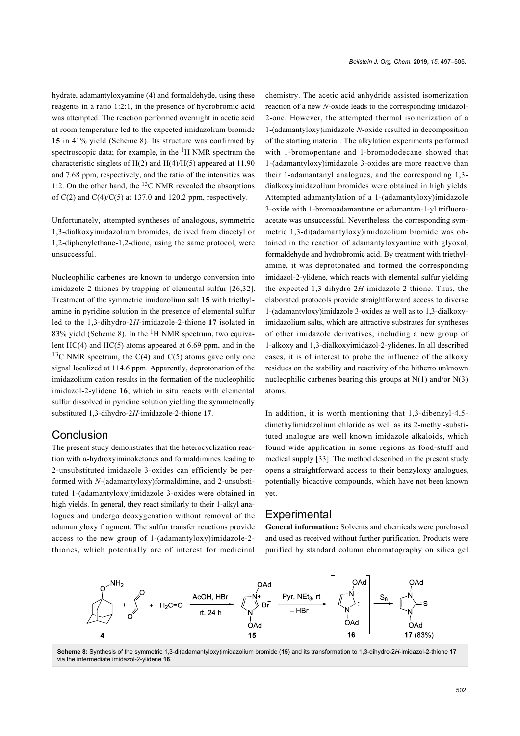hydrate, adamantyloxyamine (**4**) and formaldehyde, using these reagents in a ratio 1:2:1, in the presence of hydrobromic acid was attempted. The reaction performed overnight in acetic acid at room temperature led to the expected imidazolium bromide **15** in 41% yield (Scheme 8). Its structure was confirmed by spectroscopic data; for example, in the $^{1}$H NMR spectrum the characteristic singlets of H(2) and H(4)/H(5) appeared at 11.90 and 7.68 ppm, respectively, and the ratio of the intensities was 1:2. On the other hand, the $^{13}$C NMR revealed the absorptions of C(2) and C(4)/C(5) at 137.0 and 120.2 ppm, respectively.

Unfortunately, attempted syntheses of analogous, symmetric 1,3-dialkoxyimidazolium bromides, derived from diacetyl or 1,2-diphenylethane-1,2-dione, using the same protocol, were unsuccessful.

Nucleophilic carbenes are known to undergo conversion into imidazole-2-thiones by trapping of elemental sulfur [26,32]. Treatment of the symmetric imidazolium salt **15** with triethylamine in pyridine solution in the presence of elemental sulfur led to the 1,3-dihydro-2*H*-imidazole-2-thione **17** isolated in 83% yield (Scheme 8). In the $^{1}$H NMR spectrum, two equivalent HC(4) and HC(5) atoms appeared at 6.69 ppm, and in the $^{13}$C NMR spectrum, the C(4) and C(5) atoms gave only one signal localized at 114.6 ppm. Apparently, deprotonation of the imidazolium cation results in the formation of the nucleophilic imidazol-2-ylidene **16**, which in situ reacts with elemental sulfur dissolved in pyridine solution yielding the symmetrically substituted 1,3-dihydro-2*H*-imidazole-2-thione **17**.

## Conclusion

The present study demonstrates that the heterocyclization reaction with α-hydroxyiminoketones and formaldimines leading to 2-unsubstituted imidazole 3-oxides can efficiently be performed with *N*-(adamantyloxy)formaldimine, and 2-unsubstituted 1-(adamantyloxy)imidazole 3-oxides were obtained in high yields. In general, they react similarly to their 1-alkyl analogues and undergo deoxygenation without removal of the adamantyloxy fragment. The sulfur transfer reactions provide access to the new group of 1-(adamantyloxy)imidazole-2-thiones, which potentially are of interest for medicinal chemistry. The acetic acid anhydride assisted isomerization reaction of a new *N*-oxide leads to the corresponding imidazol-2-one. However, the attempted thermal isomerization of a 1-(adamantyloxy)imidazole *N*-oxide resulted in decomposition of the starting material. The alkylation experiments performed with 1-bromopentane and 1-bromododecane showed that 1-(adamantyloxy)imidazole 3-oxides are more reactive than their 1-adamantanyl analogues, and the corresponding 1,3-dialkoxyimidazolium bromides were obtained in high yields. Attempted adamantylation of a 1-(adamantyloxy)imidazole 3-oxide with 1-bromoadamantane or adamantan-1-yl trifluoroacetate was unsuccessful. Nevertheless, the corresponding symmetric 1,3-di(adamantyloxy)imidazolium bromide was obtained in the reaction of adamantyloxyamine with glyoxal, formaldehyde and hydrobromic acid. By treatment with triethylamine, it was deprotonated and formed the corresponding imidazol-2-ylidene, which reacts with elemental sulfur yielding the expected 1,3-dihydro-2*H*-imidazole-2-thione. Thus, the elaborated protocols provide straightforward access to diverse 1-(adamantyloxy)imidazole 3-oxides as well as to 1,3-dialkoxyimidazolium salts, which are attractive substrates for syntheses of other imidazole derivatives, including a new group of 1-alkoxy and 1,3-dialkoxyimidazol-2-ylidenes. In all described cases, it is of interest to probe the influence of the alkoxy residues on the stability and reactivity of the hitherto unknown nucleophilic carbenes bearing this groups at N(1) and/or N(3) atoms.

In addition, it is worth mentioning that 1,3-dibenzyl-4,5-dimethylimidazolium chloride as well as its 2-methyl-substituted analogue are well known imidazole alkaloids, which found wide application in some regions as food-stuff and medical supply [33]. The method described in the present study opens a straightforward access to their benzyloxy analogues, potentially bioactive compounds, which have not been known yet.

## Experimental

**General information:** Solvents and chemicals were purchased and used as received without further purification. Products were purified by standard column chromatography on silica gel

**Scheme 8:** Synthesis of the symmetric 1,3-di(adamantyloxy)imidazolium bromide (**15**) and its transformation to 1,3-dihydro-2*H*-imidazol-2-thione **17** via the intermediate imidazol-2-ylidene **16**.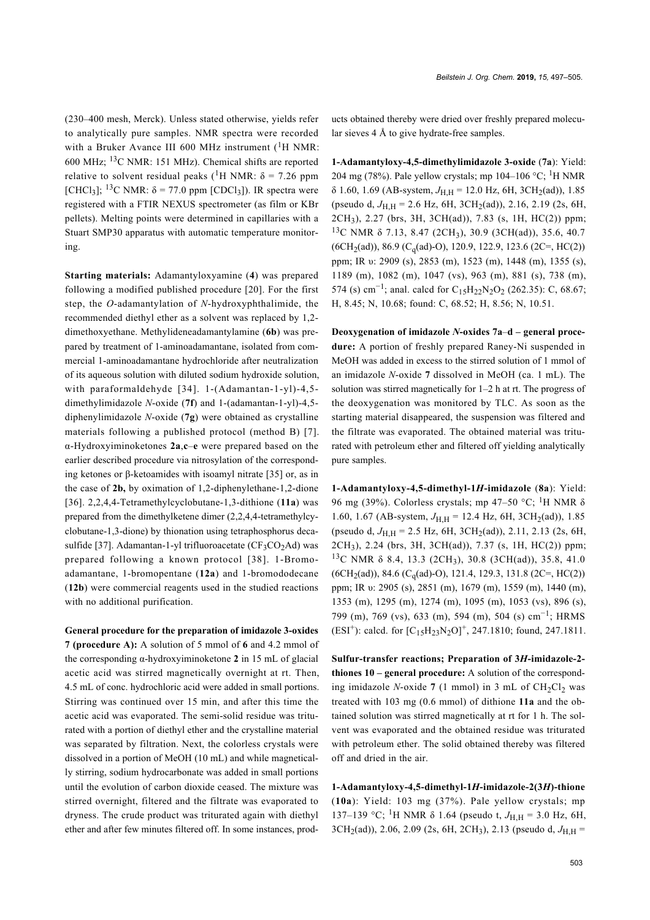(230–400 mesh, Merck). Unless stated otherwise, yields refer to analytically pure samples. NMR spectra were recorded with a Bruker Avance III 600 MHz instrument ($^{1}$H NMR: 600 MHz; $^{13}$C NMR: 151 MHz). Chemical shifts are reported relative to solvent residual peaks ($^{1}$H NMR: δ = 7.26 ppm [$CHCl_3$]; $^{13}$C NMR: δ = 77.0 ppm [$CDCl_3$]). IR spectra were registered with a FTIR NEXUS spectrometer (as film or KBr pellets). Melting points were determined in capillaries with a Stuart SMP30 apparatus with automatic temperature monitoring.

**Starting materials:** Adamantyloxyamine (**4**) was prepared following a modified published procedure [20]. For the first step, the *O*-adamantylation of *N*-hydroxyphthalimide, the recommended diethyl ether as a solvent was replaced by 1,2-dimethoxyethane. Methylideneadamantylamine (**6b**) was prepared by treatment of 1-aminoadamantane, isolated from commercial 1-aminoadamantane hydrochloride after neutralization of its aqueous solution with diluted sodium hydroxide solution, with paraformaldehyde [34]. 1-(Adamantan-1-yl)-4,5-dimethylimidazole *N*-oxide (**7f**) and 1-(adamantan-1-yl)-4,5-diphenylimidazole *N*-oxide (**7g**) were obtained as crystalline materials following a published protocol (method B) [7]. α-Hydroxyiminoketones **2a**,**c**–**e** were prepared based on the earlier described procedure via nitrosylation of the corresponding ketones or β-ketoamides with isoamyl nitrate [35] or, as in the case of **2b,** by oximation of 1,2-diphenylethane-1,2-dione [36]. 2,2,4,4-Tetramethylcyclobutane-1,3-dithione (**11a**) was prepared from the dimethylketene dimer (2,2,4,4-tetramethylcyclobutane-1,3-dione) by thionation using tetraphosphorus decasulfide [37]. Adamantan-1-yl trifluoroacetate ($CF_3CO_2Ad$) was prepared following a known protocol [38]. 1-Bromoadamantane, 1-bromopentane (**12a**) and 1-bromododecane (**12b**) were commercial reagents used in the studied reactions with no additional purification.

**General procedure for the preparation of imidazole 3-oxides 7 (procedure A):** A solution of 5 mmol of **6** and 4.2 mmol of the corresponding α-hydroxyiminoketone **2** in 15 mL of glacial acetic acid was stirred magnetically overnight at rt. Then, 4.5 mL of conc. hydrochloric acid were added in small portions. Stirring was continued over 15 min, and after this time the acetic acid was evaporated. The semi-solid residue was triturated with a portion of diethyl ether and the crystalline material was separated by filtration. Next, the colorless crystals were dissolved in a portion of MeOH (10 mL) and while magnetically stirring, sodium hydrocarbonate was added in small portions until the evolution of carbon dioxide ceased. The mixture was stirred overnight, filtered and the filtrate was evaporated to dryness. The crude product was triturated again with diethyl ether and after few minutes filtered off. In some instances, products obtained thereby were dried over freshly prepared molecular sieves 4 Å to give hydrate-free samples.

**1-Adamantyloxy-4,5-dimethylimidazole 3-oxide** (**7a**): Yield: 204 mg (78%). Pale yellow crystals; mp 104–106 °C; $^{1}$H NMR δ 1.60, 1.69 (AB-system, $J_{H,H}$ = 12.0 Hz, 6H, 3$CH_2$(ad)), 1.85 (pseudo d, $J_{H,H}$ = 2.6 Hz, 6H, 3$CH_2$(ad)), 2.16, 2.19 (2s, 6H, 2$CH_3$), 2.27 (brs, 3H, 3CH(ad)), 7.83 (s, 1H, HC(2)) ppm; $^{13}$C NMR δ 7.13, 8.47 (2$CH_3$), 30.9 (3CH(ad)), 35.6, 40.7 (6$CH_2$(ad)), 86.9 ($C_q$(ad)-O), 120.9, 122.9, 123.6 (2C=, HC(2)) ppm; IR υ: 2909 (s), 2853 (m), 1523 (m), 1448 (m), 1355 (s), 1189 (m), 1082 (m), 1047 (vs), 963 (m), 881 (s), 738 (m), 574 (s) cm$^{-1}$; anal. calcd for $C_{15}H_{22}N_2O_2$ (262.35): C, 68.67; H, 8.45; N, 10.68; found: C, 68.52; H, 8.56; N, 10.51.

**Deoxygenation of imidazole *N*-oxides 7a**–**d – general procedure:** A portion of freshly prepared Raney-Ni suspended in MeOH was added in excess to the stirred solution of 1 mmol of an imidazole *N*-oxide **7** dissolved in MeOH (ca. 1 mL). The solution was stirred magnetically for 1–2 h at rt. The progress of the deoxygenation was monitored by TLC. As soon as the starting material disappeared, the suspension was filtered and the filtrate was evaporated. The obtained material was triturated with petroleum ether and filtered off yielding analytically pure samples.

**1-Adamantyloxy-4,5-dimethyl-1*H*-imidazole** (**8a**): Yield: 96 mg (39%). Colorless crystals; mp 47–50 °C; $^{1}$H NMR δ 1.60, 1.67 (AB-system, $J_{H,H}$ = 12.4 Hz, 6H, 3$CH_2$(ad)), 1.85 (pseudo d, $J_{H,H}$ = 2.5 Hz, 6H, 3$CH_2$(ad)), 2.11, 2.13 (2s, 6H, 2$CH_3$), 2.24 (brs, 3H, 3CH(ad)), 7.37 (s, 1H, HC(2)) ppm; $^{13}$C NMR δ 8.4, 13.3 (2$CH_3$), 30.8 (3CH(ad)), 35.8, 41.0 (6$CH_2$(ad)), 84.6 ($C_q$(ad)-O), 121.4, 129.3, 131.8 (2C=, HC(2)) ppm; IR υ: 2905 (s), 2851 (m), 1679 (m), 1559 (m), 1440 (m), 1353 (m), 1295 (m), 1274 (m), 1095 (m), 1053 (vs), 896 (s), 799 (m), 769 (vs), 633 (m), 594 (m), 504 (s) cm$^{-1}$; HRMS (ESI$^{+}$): calcd. for $[C_{15}H_{23}N_2O]^{+}$, 247.1810; found, 247.1811.

**Sulfur-transfer reactions; Preparation of 3*H*-imidazole-2-thiones 10 – general procedure:** A solution of the corresponding imidazole *N*-oxide **7** (1 mmol) in 3 mL of $CH_2Cl_2$ was treated with 103 mg (0.6 mmol) of dithione **11a** and the obtained solution was stirred magnetically at rt for 1 h. The solvent was evaporated and the obtained residue was triturated with petroleum ether. The solid obtained thereby was filtered off and dried in the air.

**1-Adamantyloxy-4,5-dimethyl-1*H*-imidazole-2(3*H*)-thione** (**10a**): Yield: 103 mg (37%). Pale yellow crystals; mp 137–139 °C; $^{1}$H NMR δ 1.64 (pseudo t, $J_{H,H}$ = 3.0 Hz, 6H, 3$CH_2$(ad)), 2.06, 2.09 (2s, 6H, 2$CH_3$), 2.13 (pseudo d, $J_{H,H}$ =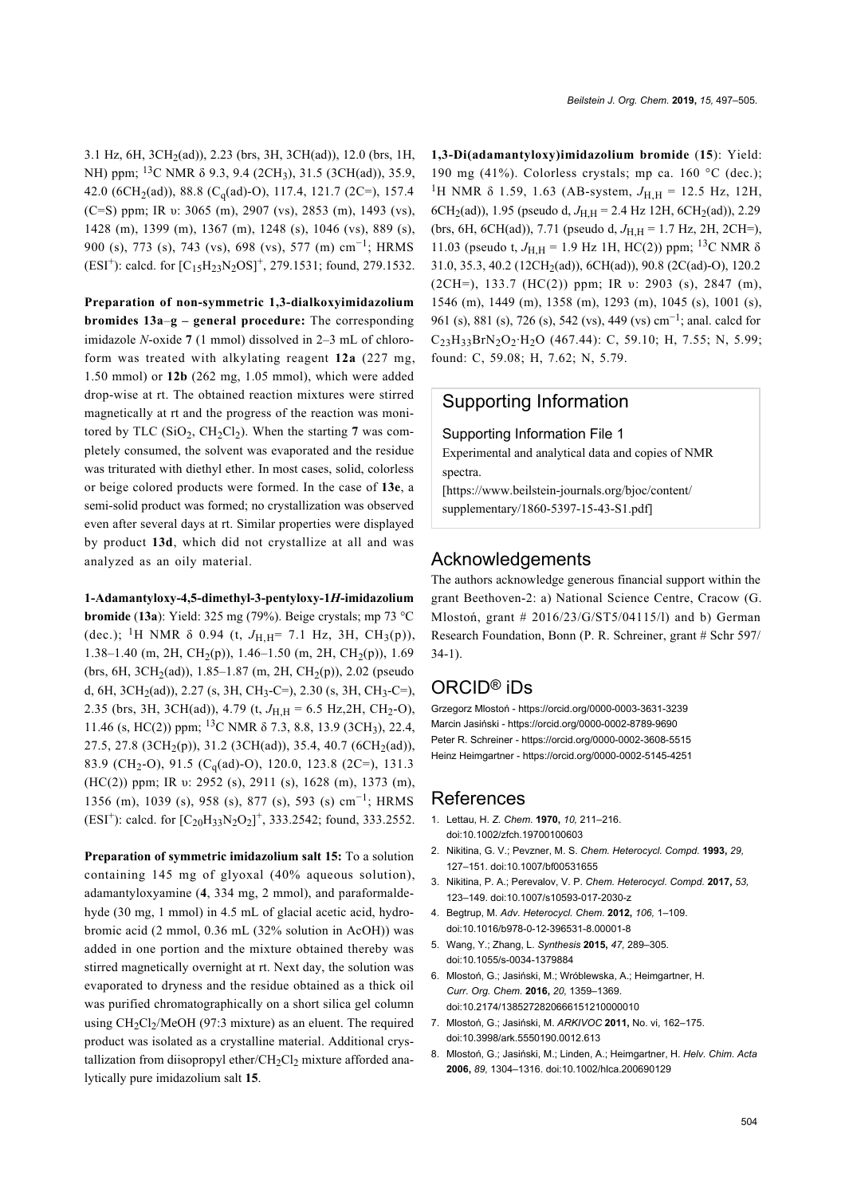3.1 Hz, 6H, $3CH_2$(ad)), 2.23 (brs, 3H, 3CH(ad)), 12.0 (brs, 1H, NH) ppm; $^{13}$C NMR δ 9.3, 9.4 ($2CH_3$), 31.5 (3CH(ad)), 35.9, 42.0 ($6CH_2$(ad)), 88.8 ($C_q$(ad)-O), 117.4, 121.7 (2C=), 157.4 (C=S) ppm; IR υ: 3065 (m), 2907 (vs), 2853 (m), 1493 (vs), 1428 (m), 1399 (m), 1367 (m), 1248 (s), 1046 (vs), 889 (s), 900 (s), 773 (s), 743 (vs), 698 (vs), 577 (m) cm$^{-1}$; HRMS (ESI$^+$): calcd. for $[C_{15}H_{23}N_2OS]^+$, 279.1531; found, 279.1532.

**Preparation of non-symmetric 1,3-dialkoxyimidazolium bromides 13a–g – general procedure:** The corresponding imidazole *N*-oxide **7** (1 mmol) dissolved in 2–3 mL of chloroform was treated with alkylating reagent **12a** (227 mg, 1.50 mmol) or **12b** (262 mg, 1.05 mmol), which were added drop-wise at rt. The obtained reaction mixtures were stirred magnetically at rt and the progress of the reaction was monitored by TLC ($SiO_2$, $CH_2Cl_2$). When the starting **7** was completely consumed, the solvent was evaporated and the residue was triturated with diethyl ether. In most cases, solid, colorless or beige colored products were formed. In the case of **13e**, a semi-solid product was formed; no crystallization was observed even after several days at rt. Similar properties were displayed by product **13d**, which did not crystallize at all and was analyzed as an oily material.

**1-Adamantyloxy-4,5-dimethyl-3-pentyloxy-1*H*-imidazolium bromide** (**13a**): Yield: 325 mg (79%). Beige crystals; mp 73 °C (dec.); $^1$H NMR δ 0.94 (t, $J_{H,H}$= 7.1 Hz, 3H, $CH_3$(p)), 1.38–1.40 (m, 2H, $CH_2$(p)), 1.46–1.50 (m, 2H, $CH_2$(p)), 1.69 (brs, 6H, $3CH_2$(ad)), 1.85–1.87 (m, 2H, $CH_2$(p)), 2.02 (pseudo d, 6H, $3CH_2$(ad)), 2.27 (s, 3H, $CH_3$-C=), 2.30 (s, 3H, $CH_3$-C=), 2.35 (brs, 3H, 3CH(ad)), 4.79 (t, $J_{H,H}$ = 6.5 Hz,2H, $CH_2$-O), 11.46 (s, HC(2)) ppm; $^{13}$C NMR δ 7.3, 8.8, 13.9 ($3CH_3$), 22.4, 27.5, 27.8 ($3CH_2$(p)), 31.2 (3CH(ad)), 35.4, 40.7 ($6CH_2$(ad)), 83.9 ($CH_2$-O), 91.5 ($C_q$(ad)-O), 120.0, 123.8 (2C=), 131.3 (HC(2)) ppm; IR υ: 2952 (s), 2911 (s), 1628 (m), 1373 (m), 1356 (m), 1039 (s), 958 (s), 877 (s), 593 (s) cm$^{-1}$; HRMS (ESI$^+$): calcd. for $[C_{20}H_{33}N_2O_2]^+$, 333.2542; found, 333.2552.

**Preparation of symmetric imidazolium salt 15:** To a solution containing 145 mg of glyoxal (40% aqueous solution), adamantyloxyamine (**4**, 334 mg, 2 mmol), and paraformaldehyde (30 mg, 1 mmol) in 4.5 mL of glacial acetic acid, hydrobromic acid (2 mmol, 0.36 mL (32% solution in AcOH)) was added in one portion and the mixture obtained thereby was stirred magnetically overnight at rt. Next day, the solution was evaporated to dryness and the residue obtained as a thick oil was purified chromatographically on a short silica gel column using $CH_2Cl_2$/MeOH (97:3 mixture) as an eluent. The required product was isolated as a crystalline material. Additional crystallization from diisopropyl ether/$CH_2Cl_2$ mixture afforded analytically pure imidazolium salt **15**.

**1,3-Di(adamantyloxy)imidazolium bromide** (**15**): Yield: 190 mg (41%). Colorless crystals; mp ca. 160 °C (dec.); $^1$H NMR δ 1.59, 1.63 (AB-system, $J_{H,H}$ = 12.5 Hz, 12H, $6CH_2$(ad)), 1.95 (pseudo d, $J_{H,H}$ = 2.4 Hz 12H, $6CH_2$(ad)), 2.29 (brs, 6H, 6CH(ad)), 7.71 (pseudo d, $J_{H,H}$ = 1.7 Hz, 2H, 2CH=), 11.03 (pseudo t, $J_{H,H}$ = 1.9 Hz 1H, HC(2)) ppm; $^{13}$C NMR δ 31.0, 35.3, 40.2 ($12CH_2$(ad)), 6CH(ad)), 90.8 (2C(ad)-O), 120.2 (2CH=), 133.7 (HC(2)) ppm; IR υ: 2903 (s), 2847 (m), 1546 (m), 1449 (m), 1358 (m), 1293 (m), 1045 (s), 1001 (s), 961 (s), 881 (s), 726 (s), 542 (vs), 449 (vs) cm$^{-1}$; anal. calcd for $C_{23}H_{33}BrN_2O_2 \cdot H_2O$ (467.44): C, 59.10; H, 7.55; N, 5.99; found: C, 59.08; H, 7.62; N, 5.79.

## Supporting Information

Supporting Information File 1
Experimental and analytical data and copies of NMR spectra.
[https://www.beilstein-journals.org/bjoc/content/supplementary/1860-5397-15-43-S1.pdf]

## Acknowledgements

The authors acknowledge generous financial support within the grant Beethoven-2: a) National Science Centre, Cracow (G. Mlostoń, grant # 2016/23/G/ST5/04115/l) and b) German Research Foundation, Bonn (P. R. Schreiner, grant # Schr 597/34-1).

## ORCID® iDs

Grzegorz Mlostoń - https://orcid.org/0000-0003-3631-3239
Marcin Jasiński - https://orcid.org/0000-0002-8789-9690
Peter R. Schreiner - https://orcid.org/0000-0002-3608-5515
Heinz Heimgartner - https://orcid.org/0000-0002-5145-4251

## References

1. Lettau, H. *Z. Chem.* **1970,** *10,* 211–216. doi:10.1002/zfch.19700100603
2. Nikitina, G. V.; Pevzner, M. S. *Chem. Heterocycl. Compd.* **1993,** *29,* 127–151. doi:10.1007/bf00531655
3. Nikitina, P. A.; Perevalov, V. P. *Chem. Heterocycl. Compd.* **2017,** *53,* 123–149. doi:10.1007/s10593-017-2030-z
4. Begtrup, M. *Adv. Heterocycl. Chem.* **2012,** *106,* 1–109. doi:10.1016/b978-0-12-396531-8.00001-8
5. Wang, Y.; Zhang, L. *Synthesis* **2015,** *47,* 289–305. doi:10.1055/s-0034-1379884
6. Mlostoń, G.; Jasiński, M.; Wróblewska, A.; Heimgartner, H. *Curr. Org. Chem.* **2016,** *20,* 1359–1369. doi:10.2174/1385272820666151210000010
7. Mlostoń, G.; Jasiński, M. *ARKIVOC* **2011,** No. vi, 162–175. doi:10.3998/ark.5550190.0012.613
8. Mlostoń, G.; Jasiński, M.; Linden, A.; Heimgartner, H. *Helv. Chim. Acta* **2006,** *89,* 1304–1316. doi:10.1002/hlca.200690129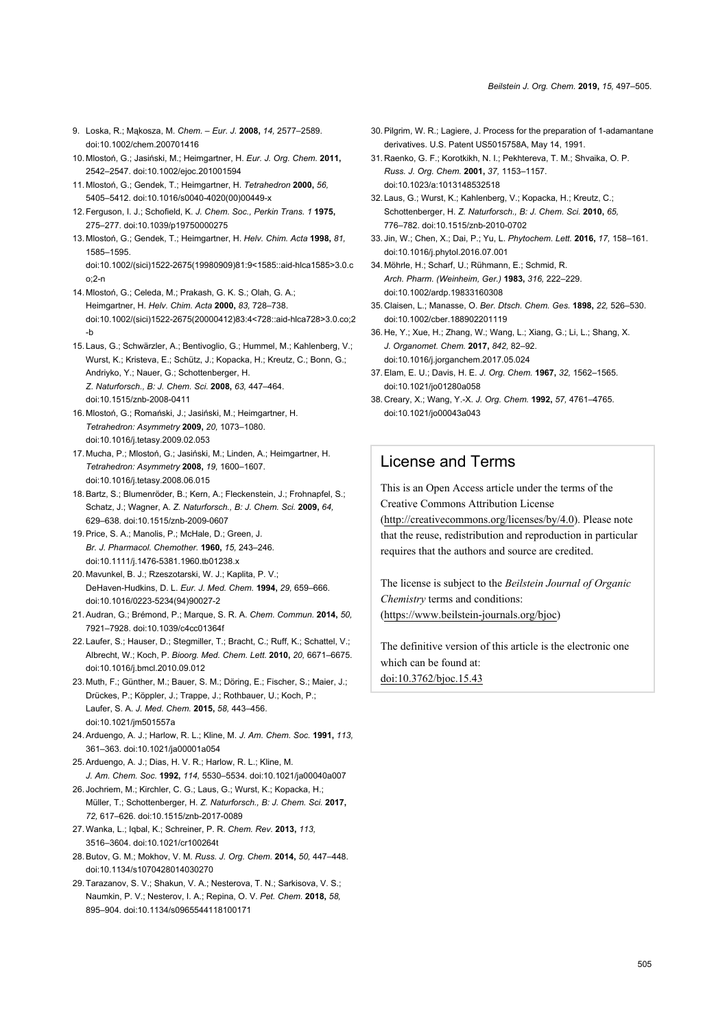9. Loska, R.; Mąkosza, M. *Chem. – Eur. J.* **2008,** *14,* 2577–2589. doi:10.1002/chem.200701416
10. Mlostoń, G.; Jasiński, M.; Heimgartner, H. *Eur. J. Org. Chem.* **2011,** 2542–2547. doi:10.1002/ejoc.201001594
11. Mlostoń, G.; Gendek, T.; Heimgartner, H. *Tetrahedron* **2000,** *56,* 5405–5412. doi:10.1016/s0040-4020(00)00449-x
12. Ferguson, I. J.; Schofield, K. *J. Chem. Soc., Perkin Trans. 1* **1975,** 275–277. doi:10.1039/p19750000275
13. Mlostoń, G.; Gendek, T.; Heimgartner, H. *Helv. Chim. Acta* **1998,** *81,* 1585–1595. doi:10.1002/(sici)1522-2675(19980909)81:9<1585::aid-hlca1585>3.0.co;2-n
14. Mlostoń, G.; Celeda, M.; Prakash, G. K. S.; Olah, G. A.; Heimgartner, H. *Helv. Chim. Acta* **2000,** *83,* 728–738. doi:10.1002/(sici)1522-2675(20000412)83:4<728::aid-hlca728>3.0.co;2-b
15. Laus, G.; Schwärzler, A.; Bentivoglio, G.; Hummel, M.; Kahlenberg, V.; Wurst, K.; Kristeva, E.; Schütz, J.; Kopacka, H.; Kreutz, C.; Bonn, G.; Andriyko, Y.; Nauer, G.; Schottenberger, H. *Z. Naturforsch., B: J. Chem. Sci.* **2008,** *63,* 447–464. doi:10.1515/znb-2008-0411
16. Mlostoń, G.; Romański, J.; Jasiński, M.; Heimgartner, H. *Tetrahedron: Asymmetry* **2009,** *20,* 1073–1080. doi:10.1016/j.tetasy.2009.02.053
17. Mucha, P.; Mlostoń, G.; Jasiński, M.; Linden, A.; Heimgartner, H. *Tetrahedron: Asymmetry* **2008,** *19,* 1600–1607. doi:10.1016/j.tetasy.2008.06.015
18. Bartz, S.; Blumenröder, B.; Kern, A.; Fleckenstein, J.; Frohnapfel, S.; Schatz, J.; Wagner, A. *Z. Naturforsch., B: J. Chem. Sci.* **2009,** *64,* 629–638. doi:10.1515/znb-2009-0607
19. Price, S. A.; Manolis, P.; McHale, D.; Green, J. *Br. J. Pharmacol. Chemother.* **1960,** *15,* 243–246. doi:10.1111/j.1476-5381.1960.tb01238.x
20. Mavunkel, B. J.; Rzeszotarski, W. J.; Kaplita, P. V.; DeHaven-Hudkins, D. L. *Eur. J. Med. Chem.* **1994,** *29,* 659–666. doi:10.1016/0223-5234(94)90027-2
21. Audran, G.; Brémond, P.; Marque, S. R. A. *Chem. Commun.* **2014,** *50,* 7921–7928. doi:10.1039/c4cc01364f
22. Laufer, S.; Hauser, D.; Stegmiller, T.; Bracht, C.; Ruff, K.; Schattel, V.; Albrecht, W.; Koch, P. *Bioorg. Med. Chem. Lett.* **2010,** *20,* 6671–6675. doi:10.1016/j.bmcl.2010.09.012
23. Muth, F.; Günther, M.; Bauer, S. M.; Döring, E.; Fischer, S.; Maier, J.; Drückes, P.; Köppler, J.; Trappe, J.; Rothbauer, U.; Koch, P.; Laufer, S. A. *J. Med. Chem.* **2015,** *58,* 443–456. doi:10.1021/jm501557a
24. Arduengo, A. J.; Harlow, R. L.; Kline, M. *J. Am. Chem. Soc.* **1991,** *113,* 361–363. doi:10.1021/ja00001a054
25. Arduengo, A. J.; Dias, H. V. R.; Harlow, R. L.; Kline, M. *J. Am. Chem. Soc.* **1992,** *114,* 5530–5534. doi:10.1021/ja00040a007
26. Jochriem, M.; Kirchler, C. G.; Laus, G.; Wurst, K.; Kopacka, H.; Müller, T.; Schottenberger, H. *Z. Naturforsch., B: J. Chem. Sci.* **2017,** *72,* 617–626. doi:10.1515/znb-2017-0089
27. Wanka, L.; Iqbal, K.; Schreiner, P. R. *Chem. Rev.* **2013,** *113,* 3516–3604. doi:10.1021/cr100264t
28. Butov, G. M.; Mokhov, V. M. *Russ. J. Org. Chem.* **2014,** *50,* 447–448. doi:10.1134/s1070428014030270
29. Tarazanov, S. V.; Shakun, V. A.; Nesterova, T. N.; Sarkisova, V. S.; Naumkin, P. V.; Nesterov, I. A.; Repina, O. V. *Pet. Chem.* **2018,** *58,* 895–904. doi:10.1134/s0965544118100171
30. Pilgrim, W. R.; Lagiere, J. Process for the preparation of 1-adamantane derivatives. U.S. Patent US5015758A, May 14, 1991.
31. Raenko, G. F.; Korotkikh, N. I.; Pekhtereva, T. M.; Shvaika, O. P. *Russ. J. Org. Chem.* **2001,** *37,* 1153–1157. doi:10.1023/a:1013148532518
32. Laus, G.; Wurst, K.; Kahlenberg, V.; Kopacka, H.; Kreutz, C.; Schottenberger, H. *Z. Naturforsch., B: J. Chem. Sci.* **2010,** *65,* 776–782. doi:10.1515/znb-2010-0702
33. Jin, W.; Chen, X.; Dai, P.; Yu, L. *Phytochem. Lett.* **2016,** *17,* 158–161. doi:10.1016/j.phytol.2016.07.001
34. Möhrle, H.; Scharf, U.; Rühmann, E.; Schmid, R. *Arch. Pharm. (Weinheim, Ger.)* **1983,** *316,* 222–229. doi:10.1002/ardp.19833160308
35. Claisen, L.; Manasse, O. *Ber. Dtsch. Chem. Ges.* **1898,** *22,* 526–530. doi:10.1002/cber.188902201119
36. He, Y.; Xue, H.; Zhang, W.; Wang, L.; Xiang, G.; Li, L.; Shang, X. *J. Organomet. Chem.* **2017,** *842,* 82–92. doi:10.1016/j.jorganchem.2017.05.024
37. Elam, E. U.; Davis, H. E. *J. Org. Chem.* **1967,** *32,* 1562–1565. doi:10.1021/jo01280a058
38. Creary, X.; Wang, Y.-X. *J. Org. Chem.* **1992,** *57,* 4761–4765. doi:10.1021/jo00043a043

## License and Terms

This is an Open Access article under the terms of the Creative Commons Attribution License (http://creativecommons.org/licenses/by/4.0). Please note that the reuse, redistribution and reproduction in particular requires that the authors and source are credited.

The license is subject to the *Beilstein Journal of Organic Chemistry* terms and conditions: (https://www.beilstein-journals.org/bjoc)

The definitive version of this article is the electronic one which can be found at: doi:10.3762/bjoc.15.43